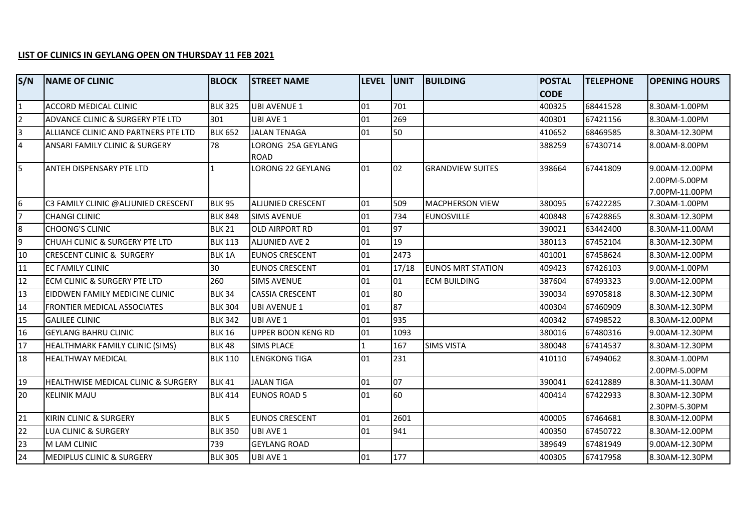**LIST OF CLINICS IN GEYLANG OPEN ON THURSDAY 11 FEB 2021**

| S/N | NAME OF CLINIC | BLOCK | STREET NAME | LEVEL | UNIT | BUILDING | POSTAL CODE | TELEPHONE | OPENING HOURS |
|---|---|---|---|---|---|---|---|---|---|
| 1 | ACCORD MEDICAL CLINIC | BLK 325 | UBI AVENUE 1 | 01 | 701 | | 400325 | 68441528 | 8.30AM-1.00PM |
| 2 | ADVANCE CLINIC & SURGERY PTE LTD | 301 | UBI AVE 1 | 01 | 269 | | 400301 | 67421156 | 8.30AM-1.00PM |
| 3 | ALLIANCE CLINIC AND PARTNERS PTE LTD | BLK 652 | JALAN TENAGA | 01 | 50 | | 410652 | 68469585 | 8.30AM-12.30PM |
| 4 | ANSARI FAMILY CLINIC & SURGERY | 78 | LORONG 25A GEYLANG ROAD | | | | 388259 | 67430714 | 8.00AM-8.00PM |
| 5 | ANTEH DISPENSARY PTE LTD | 1 | LORONG 22 GEYLANG | 01 | 02 | GRANDVIEW SUITES | 398664 | 67441809 | 9.00AM-12.00PM 2.00PM-5.00PM 7.00PM-11.00PM |
| 6 | C3 FAMILY CLINIC @ALJUNIED CRESCENT | BLK 95 | ALJUNIED CRESCENT | 01 | 509 | MACPHERSON VIEW | 380095 | 67422285 | 7.30AM-1.00PM |
| 7 | CHANGI CLINIC | BLK 848 | SIMS AVENUE | 01 | 734 | EUNOSVILLE | 400848 | 67428865 | 8.30AM-12.30PM |
| 8 | CHOONG'S CLINIC | BLK 21 | OLD AIRPORT RD | 01 | 97 | | 390021 | 63442400 | 8.30AM-11.00AM |
| 9 | CHUAH CLINIC & SURGERY PTE LTD | BLK 113 | ALJUNIED AVE 2 | 01 | 19 | | 380113 | 67452104 | 8.30AM-12.30PM |
| 10 | CRESCENT CLINIC & SURGERY | BLK 1A | EUNOS CRESCENT | 01 | 2473 | | 401001 | 67458624 | 8.30AM-12.00PM |
| 11 | EC FAMILY CLINIC | 30 | EUNOS CRESCENT | 01 | 17/18 | EUNOS MRT STATION | 409423 | 67426103 | 9.00AM-1.00PM |
| 12 | ECM CLINIC & SURGERY PTE LTD | 260 | SIMS AVENUE | 01 | 01 | ECM BUILDING | 387604 | 67493323 | 9.00AM-12.00PM |
| 13 | EIDDWEN FAMILY MEDICINE CLINIC | BLK 34 | CASSIA CRESCENT | 01 | 80 | | 390034 | 69705818 | 8.30AM-12.30PM |
| 14 | FRONTIER MEDICAL ASSOCIATES | BLK 304 | UBI AVENUE 1 | 01 | 87 | | 400304 | 67460909 | 8.30AM-12.30PM |
| 15 | GALILEE CLINIC | BLK 342 | UBI AVE 1 | 01 | 935 | | 400342 | 67498522 | 8.30AM-12.00PM |
| 16 | GEYLANG BAHRU CLINIC | BLK 16 | UPPER BOON KENG RD | 01 | 1093 | | 380016 | 67480316 | 9.00AM-12.30PM |
| 17 | HEALTHMARK FAMILY CLINIC (SIMS) | BLK 48 | SIMS PLACE | 1 | 167 | SIMS VISTA | 380048 | 67414537 | 8.30AM-12.30PM |
| 18 | HEALTHWAY MEDICAL | BLK 110 | LENGKONG TIGA | 01 | 231 | | 410110 | 67494062 | 8.30AM-1.00PM 2.00PM-5.00PM |
| 19 | HEALTHWISE MEDICAL CLINIC & SURGERY | BLK 41 | JALAN TIGA | 01 | 07 | | 390041 | 62412889 | 8.30AM-11.30AM |
| 20 | KELINIK MAJU | BLK 414 | EUNOS ROAD 5 | 01 | 60 | | 400414 | 67422933 | 8.30AM-12.30PM 2.30PM-5.30PM |
| 21 | KIRIN CLINIC & SURGERY | BLK 5 | EUNOS CRESCENT | 01 | 2601 | | 400005 | 67464681 | 8.30AM-12.00PM |
| 22 | LUA CLINIC & SURGERY | BLK 350 | UBI AVE 1 | 01 | 941 | | 400350 | 67450722 | 8.30AM-12.00PM |
| 23 | M LAM CLINIC | 739 | GEYLANG ROAD | | | | 389649 | 67481949 | 9.00AM-12.30PM |
| 24 | MEDIPLUS CLINIC & SURGERY | BLK 305 | UBI AVE 1 | 01 | 177 | | 400305 | 67417958 | 8.30AM-12.30PM |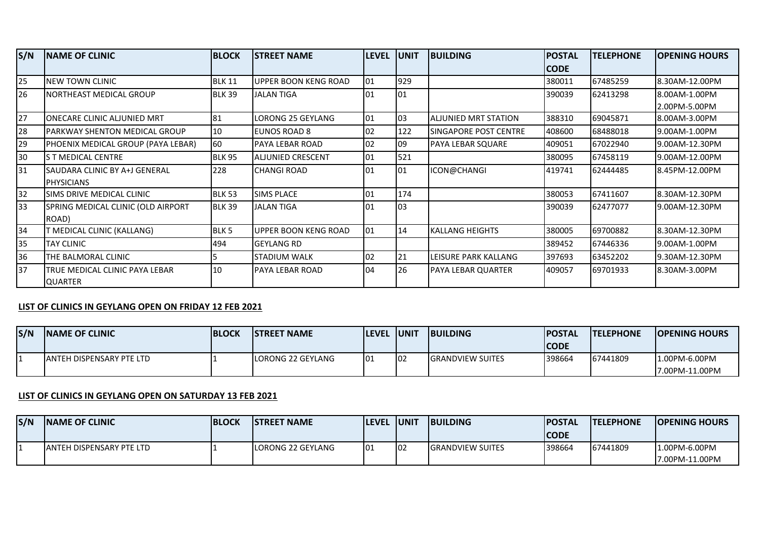| S/N | NAME OF CLINIC | BLOCK | STREET NAME | LEVEL | UNIT | BUILDING | POSTAL CODE | TELEPHONE | OPENING HOURS |
|---|---|---|---|---|---|---|---|---|---|
| 25 | NEW TOWN CLINIC | BLK 11 | UPPER BOON KENG ROAD | 01 | 929 | | 380011 | 67485259 | 8.30AM-12.00PM |
| 26 | NORTHEAST MEDICAL GROUP | BLK 39 | JALAN TIGA | 01 | 01 | | 390039 | 62413298 | 8.00AM-1.00PM 2.00PM-5.00PM |
| 27 | ONECARE CLINIC ALJUNIED MRT | 81 | LORONG 25 GEYLANG | 01 | 03 | ALJUNIED MRT STATION | 388310 | 69045871 | 8.00AM-3.00PM |
| 28 | PARKWAY SHENTON MEDICAL GROUP | 10 | EUNOS ROAD 8 | 02 | 122 | SINGAPORE POST CENTRE | 408600 | 68488018 | 9.00AM-1.00PM |
| 29 | PHOENIX MEDICAL GROUP (PAYA LEBAR) | 60 | PAYA LEBAR ROAD | 02 | 09 | PAYA LEBAR SQUARE | 409051 | 67022940 | 9.00AM-12.30PM |
| 30 | S T MEDICAL CENTRE | BLK 95 | ALJUNIED CRESCENT | 01 | 521 | | 380095 | 67458119 | 9.00AM-12.00PM |
| 31 | SAUDARA CLINIC BY A+J GENERAL PHYSICIANS | 228 | CHANGI ROAD | 01 | 01 | ICON@CHANGI | 419741 | 62444485 | 8.45PM-12.00PM |
| 32 | SIMS DRIVE MEDICAL CLINIC | BLK 53 | SIMS PLACE | 01 | 174 | | 380053 | 67411607 | 8.30AM-12.30PM |
| 33 | SPRING MEDICAL CLINIC (OLD AIRPORT ROAD) | BLK 39 | JALAN TIGA | 01 | 03 | | 390039 | 62477077 | 9.00AM-12.30PM |
| 34 | T MEDICAL CLINIC (KALLANG) | BLK 5 | UPPER BOON KENG ROAD | 01 | 14 | KALLANG HEIGHTS | 380005 | 69700882 | 8.30AM-12.30PM |
| 35 | TAY CLINIC | 494 | GEYLANG RD | | | | 389452 | 67446336 | 9.00AM-1.00PM |
| 36 | THE BALMORAL CLINIC | 5 | STADIUM WALK | 02 | 21 | LEISURE PARK KALLANG | 397693 | 63452202 | 9.30AM-12.30PM |
| 37 | TRUE MEDICAL CLINIC PAYA LEBAR QUARTER | 10 | PAYA LEBAR ROAD | 04 | 26 | PAYA LEBAR QUARTER | 409057 | 69701933 | 8.30AM-3.00PM |

**LIST OF CLINICS IN GEYLANG OPEN ON FRIDAY 12 FEB 2021**

| S/N | NAME OF CLINIC | BLOCK | STREET NAME | LEVEL | UNIT | BUILDING | POSTAL CODE | TELEPHONE | OPENING HOURS |
|---|---|---|---|---|---|---|---|---|---|
| 1 | ANTEH DISPENSARY PTE LTD | 1 | LORONG 22 GEYLANG | 01 | 02 | GRANDVIEW SUITES | 398664 | 67441809 | 1.00PM-6.00PM 7.00PM-11.00PM |

**LIST OF CLINICS IN GEYLANG OPEN ON SATURDAY 13 FEB 2021**

| S/N | NAME OF CLINIC | BLOCK | STREET NAME | LEVEL | UNIT | BUILDING | POSTAL CODE | TELEPHONE | OPENING HOURS |
|---|---|---|---|---|---|---|---|---|---|
| 1 | ANTEH DISPENSARY PTE LTD | 1 | LORONG 22 GEYLANG | 01 | 02 | GRANDVIEW SUITES | 398664 | 67441809 | 1.00PM-6.00PM 7.00PM-11.00PM |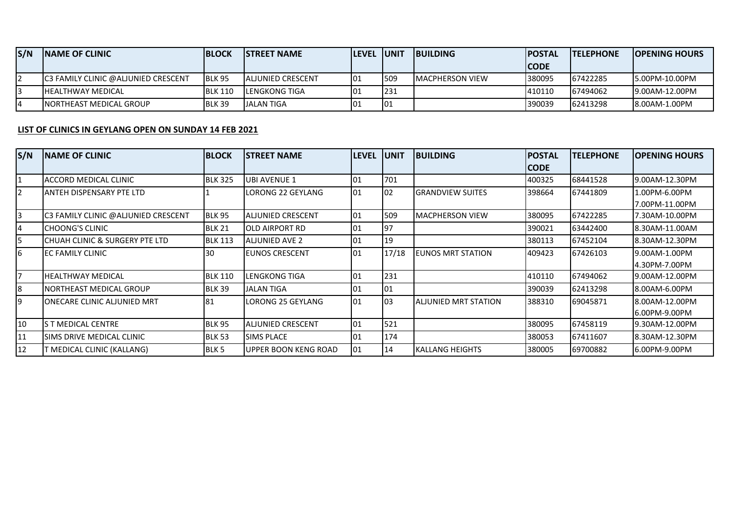| S/N | NAME OF CLINIC | BLOCK | STREET NAME | LEVEL | UNIT | BUILDING | POSTAL CODE | TELEPHONE | OPENING HOURS |
|---|---|---|---|---|---|---|---|---|---|
| 2 | C3 FAMILY CLINIC @ALJUNIED CRESCENT | BLK 95 | ALJUNIED CRESCENT | 01 | 509 | MACPHERSON VIEW | 380095 | 67422285 | 5.00PM-10.00PM |
| 3 | HEALTHWAY MEDICAL | BLK 110 | LENGKONG TIGA | 01 | 231 | | 410110 | 67494062 | 9.00AM-12.00PM |
| 4 | NORTHEAST MEDICAL GROUP | BLK 39 | JALAN TIGA | 01 | 01 | | 390039 | 62413298 | 8.00AM-1.00PM |

**LIST OF CLINICS IN GEYLANG OPEN ON SUNDAY 14 FEB 2021**

| S/N | NAME OF CLINIC | BLOCK | STREET NAME | LEVEL | UNIT | BUILDING | POSTAL CODE | TELEPHONE | OPENING HOURS |
|---|---|---|---|---|---|---|---|---|---|
| 1 | ACCORD MEDICAL CLINIC | BLK 325 | UBI AVENUE 1 | 01 | 701 | | 400325 | 68441528 | 9.00AM-12.30PM |
| 2 | ANTEH DISPENSARY PTE LTD | 1 | LORONG 22 GEYLANG | 01 | 02 | GRANDVIEW SUITES | 398664 | 67441809 | 1.00PM-6.00PM<br>7.00PM-11.00PM |
| 3 | C3 FAMILY CLINIC @ALJUNIED CRESCENT | BLK 95 | ALJUNIED CRESCENT | 01 | 509 | MACPHERSON VIEW | 380095 | 67422285 | 7.30AM-10.00PM |
| 4 | CHOONG'S CLINIC | BLK 21 | OLD AIRPORT RD | 01 | 97 | | 390021 | 63442400 | 8.30AM-11.00AM |
| 5 | CHUAH CLINIC & SURGERY PTE LTD | BLK 113 | ALJUNIED AVE 2 | 01 | 19 | | 380113 | 67452104 | 8.30AM-12.30PM |
| 6 | EC FAMILY CLINIC | 30 | EUNOS CRESCENT | 01 | 17/18 | EUNOS MRT STATION | 409423 | 67426103 | 9.00AM-1.00PM<br>4.30PM-7.00PM |
| 7 | HEALTHWAY MEDICAL | BLK 110 | LENGKONG TIGA | 01 | 231 | | 410110 | 67494062 | 9.00AM-12.00PM |
| 8 | NORTHEAST MEDICAL GROUP | BLK 39 | JALAN TIGA | 01 | 01 | | 390039 | 62413298 | 8.00AM-6.00PM |
| 9 | ONECARE CLINIC ALJUNIED MRT | 81 | LORONG 25 GEYLANG | 01 | 03 | ALJUNIED MRT STATION | 388310 | 69045871 | 8.00AM-12.00PM<br>6.00PM-9.00PM |
| 10 | S T MEDICAL CENTRE | BLK 95 | ALJUNIED CRESCENT | 01 | 521 | | 380095 | 67458119 | 9.30AM-12.00PM |
| 11 | SIMS DRIVE MEDICAL CLINIC | BLK 53 | SIMS PLACE | 01 | 174 | | 380053 | 67411607 | 8.30AM-12.30PM |
| 12 | T MEDICAL CLINIC (KALLANG) | BLK 5 | UPPER BOON KENG ROAD | 01 | 14 | KALLANG HEIGHTS | 380005 | 69700882 | 6.00PM-9.00PM |